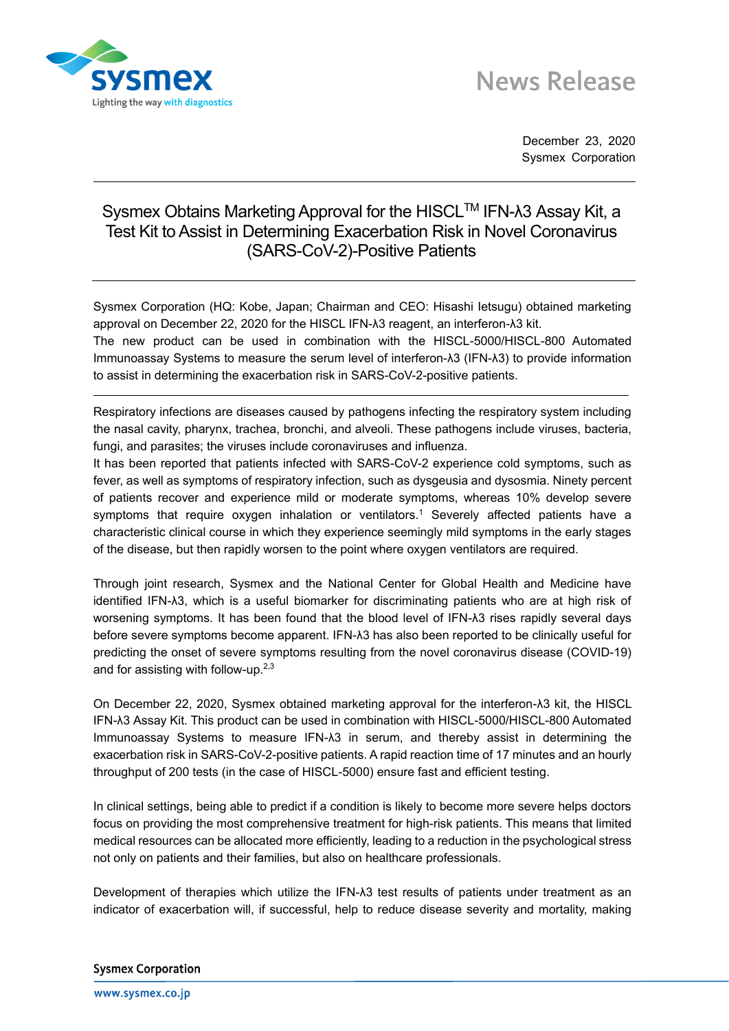News Release

December 23, 2020
Sysmex Corporation

# Sysmex Obtains Marketing Approval for the HISCL™ IFN-λ3 Assay Kit, a Test Kit to Assist in Determining Exacerbation Risk in Novel Coronavirus (SARS-CoV-2)-Positive Patients

Sysmex Corporation (HQ: Kobe, Japan; Chairman and CEO: Hisashi Ietsugu) obtained marketing approval on December 22, 2020 for the HISCL IFN-λ3 reagent, an interferon-λ3 kit.
The new product can be used in combination with the HISCL-5000/HISCL-800 Automated Immunoassay Systems to measure the serum level of interferon-λ3 (IFN-λ3) to provide information to assist in determining the exacerbation risk in SARS-CoV-2-positive patients.

---

Respiratory infections are diseases caused by pathogens infecting the respiratory system including the nasal cavity, pharynx, trachea, bronchi, and alveoli. These pathogens include viruses, bacteria, fungi, and parasites; the viruses include coronaviruses and influenza.
It has been reported that patients infected with SARS-CoV-2 experience cold symptoms, such as fever, as well as symptoms of respiratory infection, such as dysgeusia and dysosmia. Ninety percent of patients recover and experience mild or moderate symptoms, whereas 10% develop severe symptoms that require oxygen inhalation or ventilators.[1] Severely affected patients have a characteristic clinical course in which they experience seemingly mild symptoms in the early stages of the disease, but then rapidly worsen to the point where oxygen ventilators are required.

Through joint research, Sysmex and the National Center for Global Health and Medicine have identified IFN-λ3, which is a useful biomarker for discriminating patients who are at high risk of worsening symptoms. It has been found that the blood level of IFN-λ3 rises rapidly several days before severe symptoms become apparent. IFN-λ3 has also been reported to be clinically useful for predicting the onset of severe symptoms resulting from the novel coronavirus disease (COVID-19) and for assisting with follow-up.[2,3]

On December 22, 2020, Sysmex obtained marketing approval for the interferon-λ3 kit, the HISCL IFN-λ3 Assay Kit. This product can be used in combination with HISCL-5000/HISCL-800 Automated Immunoassay Systems to measure IFN-λ3 in serum, and thereby assist in determining the exacerbation risk in SARS-CoV-2-positive patients. A rapid reaction time of 17 minutes and an hourly throughput of 200 tests (in the case of HISCL-5000) ensure fast and efficient testing.

In clinical settings, being able to predict if a condition is likely to become more severe helps doctors focus on providing the most comprehensive treatment for high-risk patients. This means that limited medical resources can be allocated more efficiently, leading to a reduction in the psychological stress not only on patients and their families, but also on healthcare professionals.

Development of therapies which utilize the IFN-λ3 test results of patients under treatment as an indicator of exacerbation will, if successful, help to reduce disease severity and mortality, making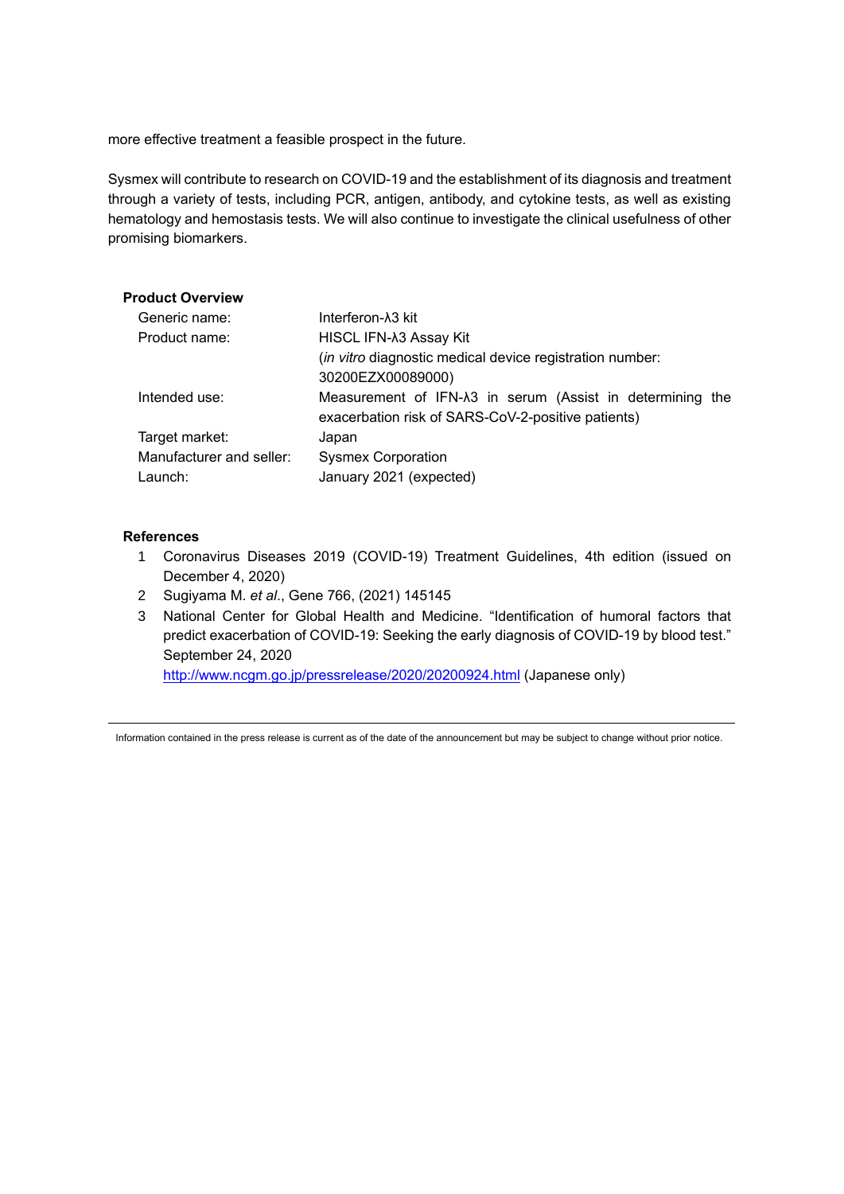more effective treatment a feasible prospect in the future.

Sysmex will contribute to research on COVID-19 and the establishment of its diagnosis and treatment through a variety of tests, including PCR, antigen, antibody, and cytokine tests, as well as existing hematology and hemostasis tests. We will also continue to investigate the clinical usefulness of other promising biomarkers.

**Product Overview**

| | |
|---|---|
| Generic name: | Interferon-λ3 kit |
| Product name: | HISCL IFN-λ3 Assay Kit<br>(*in vitro* diagnostic medical device registration number: 30200EZX00089000) |
| Intended use: | Measurement of IFN-λ3 in serum (Assist in determining the exacerbation risk of SARS-CoV-2-positive patients) |
| Target market: | Japan |
| Manufacturer and seller: | Sysmex Corporation |
| Launch: | January 2021 (expected) |

**References**

1. Coronavirus Diseases 2019 (COVID-19) Treatment Guidelines, 4th edition (issued on December 4, 2020)
2. Sugiyama M. *et al*., Gene 766, (2021) 145145
3. National Center for Global Health and Medicine. "Identification of humoral factors that predict exacerbation of COVID-19: Seeking the early diagnosis of COVID-19 by blood test." September 24, 2020
   http://www.ncgm.go.jp/pressrelease/2020/20200924.html (Japanese only)

---

Information contained in the press release is current as of the date of the announcement but may be subject to change without prior notice.